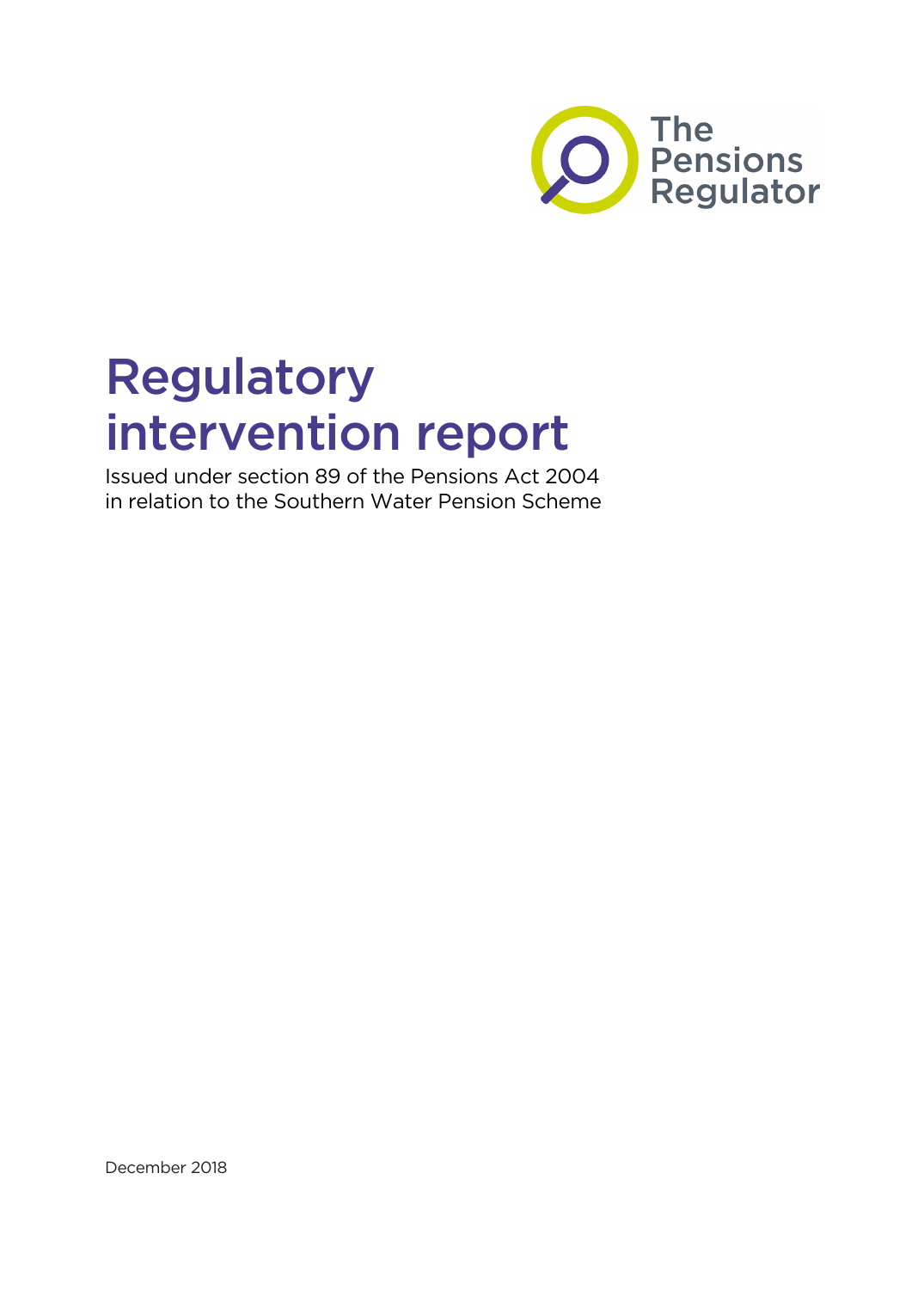The Pensions Regulator

# Regulatory intervention report

Issued under section 89 of the Pensions Act 2004 in relation to the Southern Water Pension Scheme

December 2018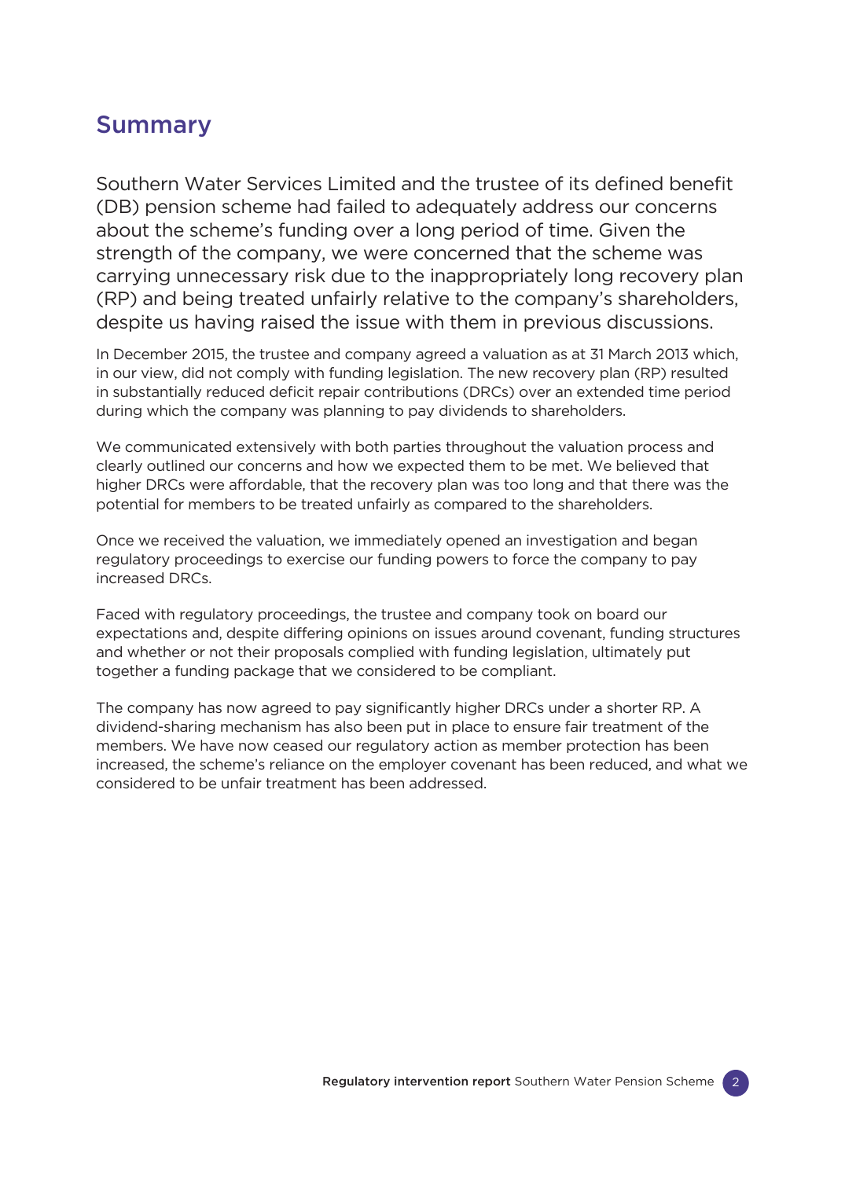## Summary

Southern Water Services Limited and the trustee of its defined benefit (DB) pension scheme had failed to adequately address our concerns about the scheme's funding over a long period of time. Given the strength of the company, we were concerned that the scheme was carrying unnecessary risk due to the inappropriately long recovery plan (RP) and being treated unfairly relative to the company's shareholders, despite us having raised the issue with them in previous discussions.

In December 2015, the trustee and company agreed a valuation as at 31 March 2013 which, in our view, did not comply with funding legislation. The new recovery plan (RP) resulted in substantially reduced deficit repair contributions (DRCs) over an extended time period during which the company was planning to pay dividends to shareholders.

We communicated extensively with both parties throughout the valuation process and clearly outlined our concerns and how we expected them to be met. We believed that higher DRCs were affordable, that the recovery plan was too long and that there was the potential for members to be treated unfairly as compared to the shareholders.

Once we received the valuation, we immediately opened an investigation and began regulatory proceedings to exercise our funding powers to force the company to pay increased DRCs.

Faced with regulatory proceedings, the trustee and company took on board our expectations and, despite differing opinions on issues around covenant, funding structures and whether or not their proposals complied with funding legislation, ultimately put together a funding package that we considered to be compliant.

The company has now agreed to pay significantly higher DRCs under a shorter RP. A dividend-sharing mechanism has also been put in place to ensure fair treatment of the members. We have now ceased our regulatory action as member protection has been increased, the scheme's reliance on the employer covenant has been reduced, and what we considered to be unfair treatment has been addressed.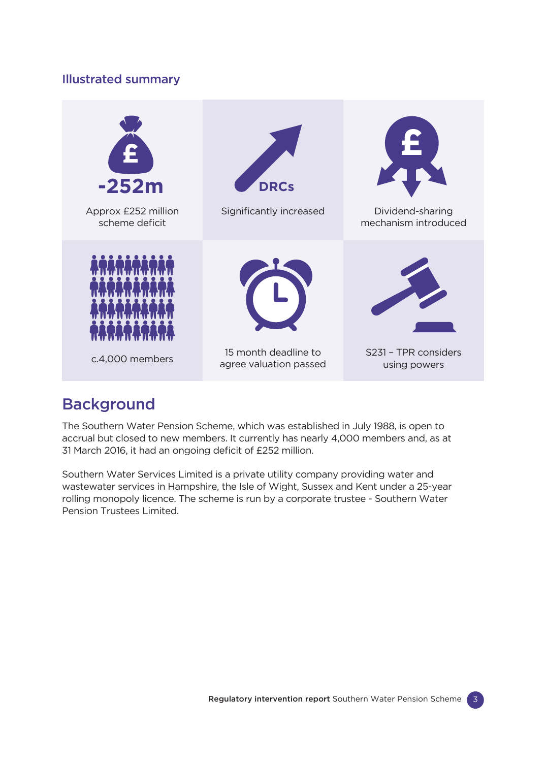### Illustrated summary

-252m

Approx £252 million scheme deficit

DRCs

Significantly increased

Dividend-sharing mechanism introduced

c.4,000 members

15 month deadline to agree valuation passed

S231 – TPR considers using powers

## Background

The Southern Water Pension Scheme, which was established in July 1988, is open to accrual but closed to new members. It currently has nearly 4,000 members and, as at 31 March 2016, it had an ongoing deficit of £252 million.

Southern Water Services Limited is a private utility company providing water and wastewater services in Hampshire, the Isle of Wight, Sussex and Kent under a 25-year rolling monopoly licence. The scheme is run by a corporate trustee - Southern Water Pension Trustees Limited.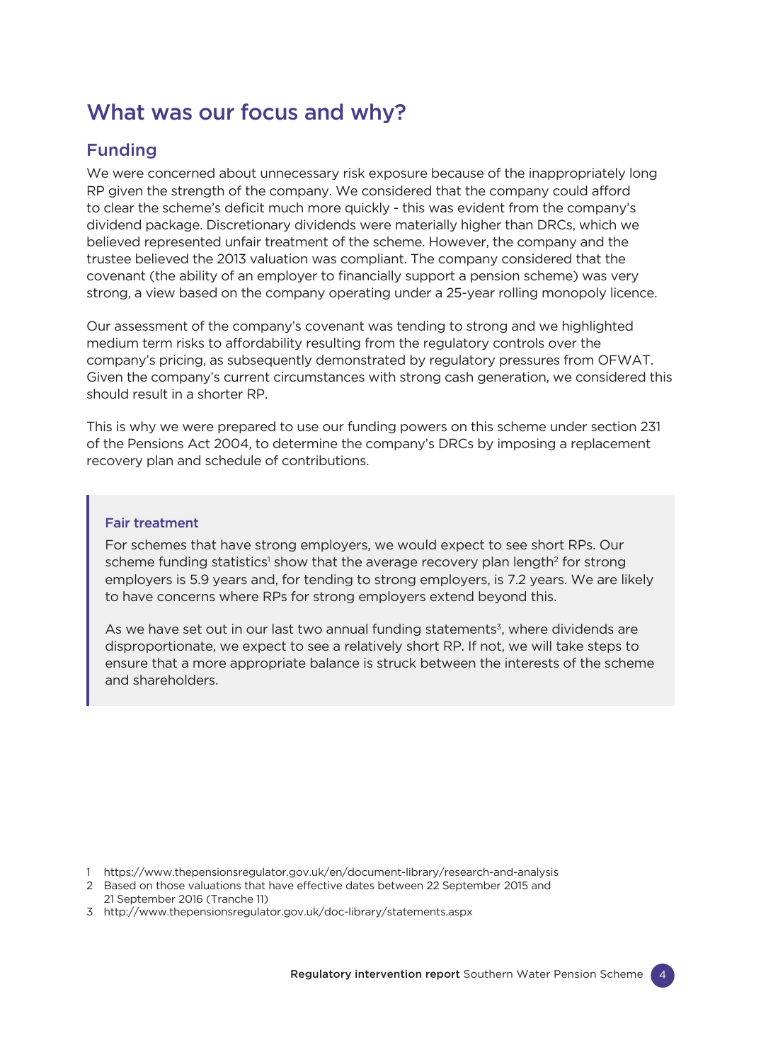## What was our focus and why?

### Funding

We were concerned about unnecessary risk exposure because of the inappropriately long RP given the strength of the company. We considered that the company could afford to clear the scheme's deficit much more quickly - this was evident from the company's dividend package. Discretionary dividends were materially higher than DRCs, which we believed represented unfair treatment of the scheme. However, the company and the trustee believed the 2013 valuation was compliant. The company considered that the covenant (the ability of an employer to financially support a pension scheme) was very strong, a view based on the company operating under a 25-year rolling monopoly licence.

Our assessment of the company's covenant was tending to strong and we highlighted medium term risks to affordability resulting from the regulatory controls over the company's pricing, as subsequently demonstrated by regulatory pressures from OFWAT. Given the company's current circumstances with strong cash generation, we considered this should result in a shorter RP.

This is why we were prepared to use our funding powers on this scheme under section 231 of the Pensions Act 2004, to determine the company's DRCs by imposing a replacement recovery plan and schedule of contributions.

> **Fair treatment**
>
> For schemes that have strong employers, we would expect to see short RPs. Our scheme funding statistics[1] show that the average recovery plan length[2] for strong employers is 5.9 years and, for tending to strong employers, is 7.2 years. We are likely to have concerns where RPs for strong employers extend beyond this.
>
> As we have set out in our last two annual funding statements[3], where dividends are disproportionate, we expect to see a relatively short RP. If not, we will take steps to ensure that a more appropriate balance is struck between the interests of the scheme and shareholders.

1 https://www.thepensionsregulator.gov.uk/en/document-library/research-and-analysis
2 Based on those valuations that have effective dates between 22 September 2015 and 21 September 2016 (Tranche 11)
3 http://www.thepensionsregulator.gov.uk/doc-library/statements.aspx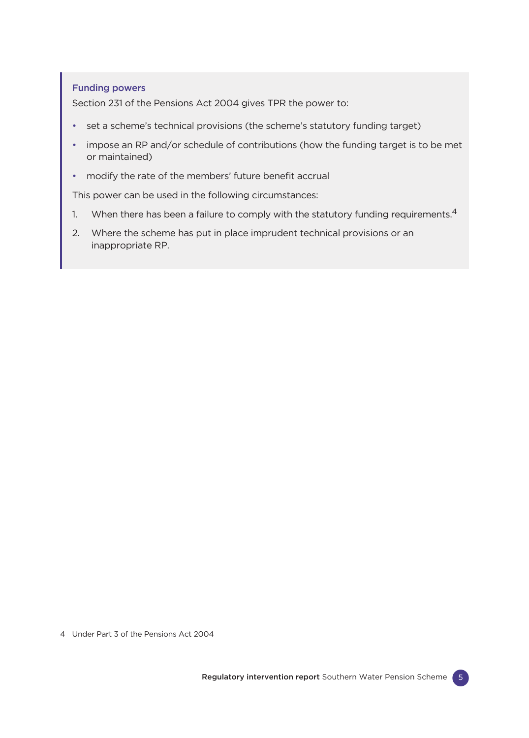### Funding powers

Section 231 of the Pensions Act 2004 gives TPR the power to:

- set a scheme's technical provisions (the scheme's statutory funding target)
- impose an RP and/or schedule of contributions (how the funding target is to be met or maintained)
- modify the rate of the members' future benefit accrual

This power can be used in the following circumstances:

1. When there has been a failure to comply with the statutory funding requirements.[4]
2. Where the scheme has put in place imprudent technical provisions or an inappropriate RP.

4 Under Part 3 of the Pensions Act 2004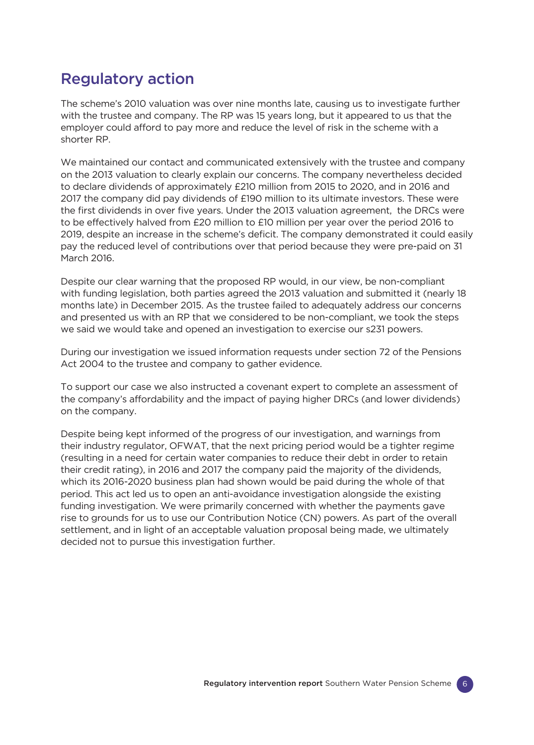## Regulatory action

The scheme's 2010 valuation was over nine months late, causing us to investigate further with the trustee and company. The RP was 15 years long, but it appeared to us that the employer could afford to pay more and reduce the level of risk in the scheme with a shorter RP.

We maintained our contact and communicated extensively with the trustee and company on the 2013 valuation to clearly explain our concerns. The company nevertheless decided to declare dividends of approximately £210 million from 2015 to 2020, and in 2016 and 2017 the company did pay dividends of £190 million to its ultimate investors. These were the first dividends in over five years. Under the 2013 valuation agreement, the DRCs were to be effectively halved from £20 million to £10 million per year over the period 2016 to 2019, despite an increase in the scheme's deficit. The company demonstrated it could easily pay the reduced level of contributions over that period because they were pre-paid on 31 March 2016.

Despite our clear warning that the proposed RP would, in our view, be non-compliant with funding legislation, both parties agreed the 2013 valuation and submitted it (nearly 18 months late) in December 2015. As the trustee failed to adequately address our concerns and presented us with an RP that we considered to be non-compliant, we took the steps we said we would take and opened an investigation to exercise our s231 powers.

During our investigation we issued information requests under section 72 of the Pensions Act 2004 to the trustee and company to gather evidence.

To support our case we also instructed a covenant expert to complete an assessment of the company's affordability and the impact of paying higher DRCs (and lower dividends) on the company.

Despite being kept informed of the progress of our investigation, and warnings from their industry regulator, OFWAT, that the next pricing period would be a tighter regime (resulting in a need for certain water companies to reduce their debt in order to retain their credit rating), in 2016 and 2017 the company paid the majority of the dividends, which its 2016-2020 business plan had shown would be paid during the whole of that period. This act led us to open an anti-avoidance investigation alongside the existing funding investigation. We were primarily concerned with whether the payments gave rise to grounds for us to use our Contribution Notice (CN) powers. As part of the overall settlement, and in light of an acceptable valuation proposal being made, we ultimately decided not to pursue this investigation further.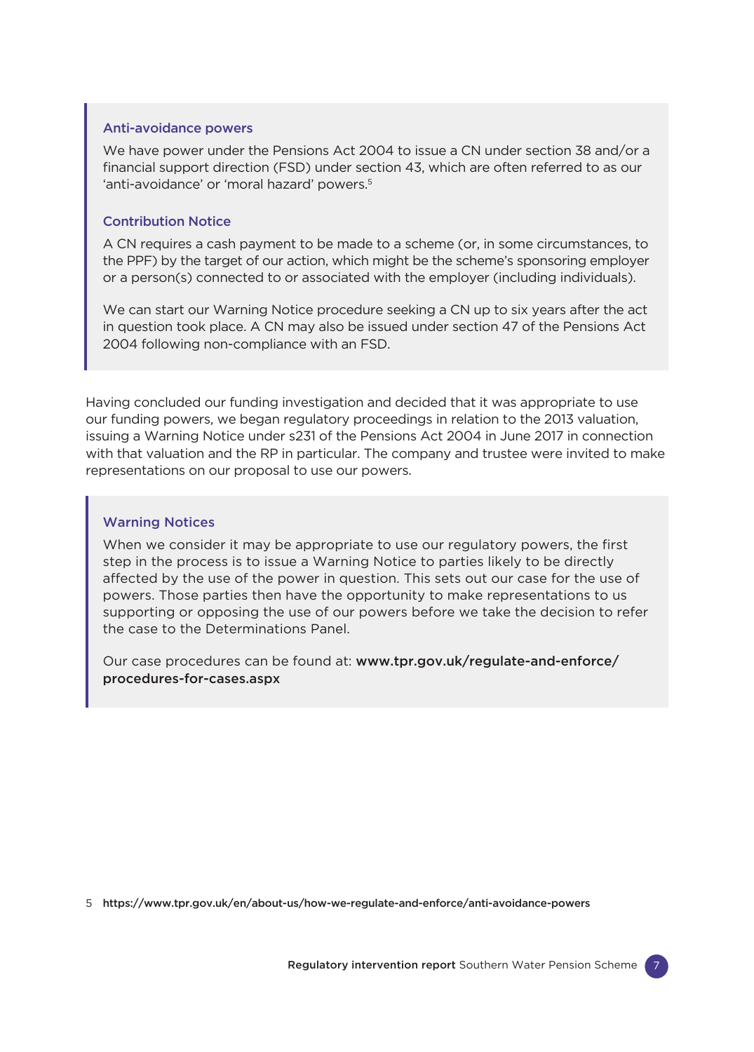### Anti-avoidance powers

We have power under the Pensions Act 2004 to issue a CN under section 38 and/or a financial support direction (FSD) under section 43, which are often referred to as our 'anti-avoidance' or 'moral hazard' powers.[5]

### Contribution Notice

A CN requires a cash payment to be made to a scheme (or, in some circumstances, to the PPF) by the target of our action, which might be the scheme's sponsoring employer or a person(s) connected to or associated with the employer (including individuals).

We can start our Warning Notice procedure seeking a CN up to six years after the act in question took place. A CN may also be issued under section 47 of the Pensions Act 2004 following non-compliance with an FSD.

Having concluded our funding investigation and decided that it was appropriate to use our funding powers, we began regulatory proceedings in relation to the 2013 valuation, issuing a Warning Notice under s231 of the Pensions Act 2004 in June 2017 in connection with that valuation and the RP in particular. The company and trustee were invited to make representations on our proposal to use our powers.

### Warning Notices

When we consider it may be appropriate to use our regulatory powers, the first step in the process is to issue a Warning Notice to parties likely to be directly affected by the use of the power in question. This sets out our case for the use of powers. Those parties then have the opportunity to make representations to us supporting or opposing the use of our powers before we take the decision to refer the case to the Determinations Panel.

Our case procedures can be found at: **www.tpr.gov.uk/regulate-and-enforce/procedures-for-cases.aspx**

5 **https://www.tpr.gov.uk/en/about-us/how-we-regulate-and-enforce/anti-avoidance-powers**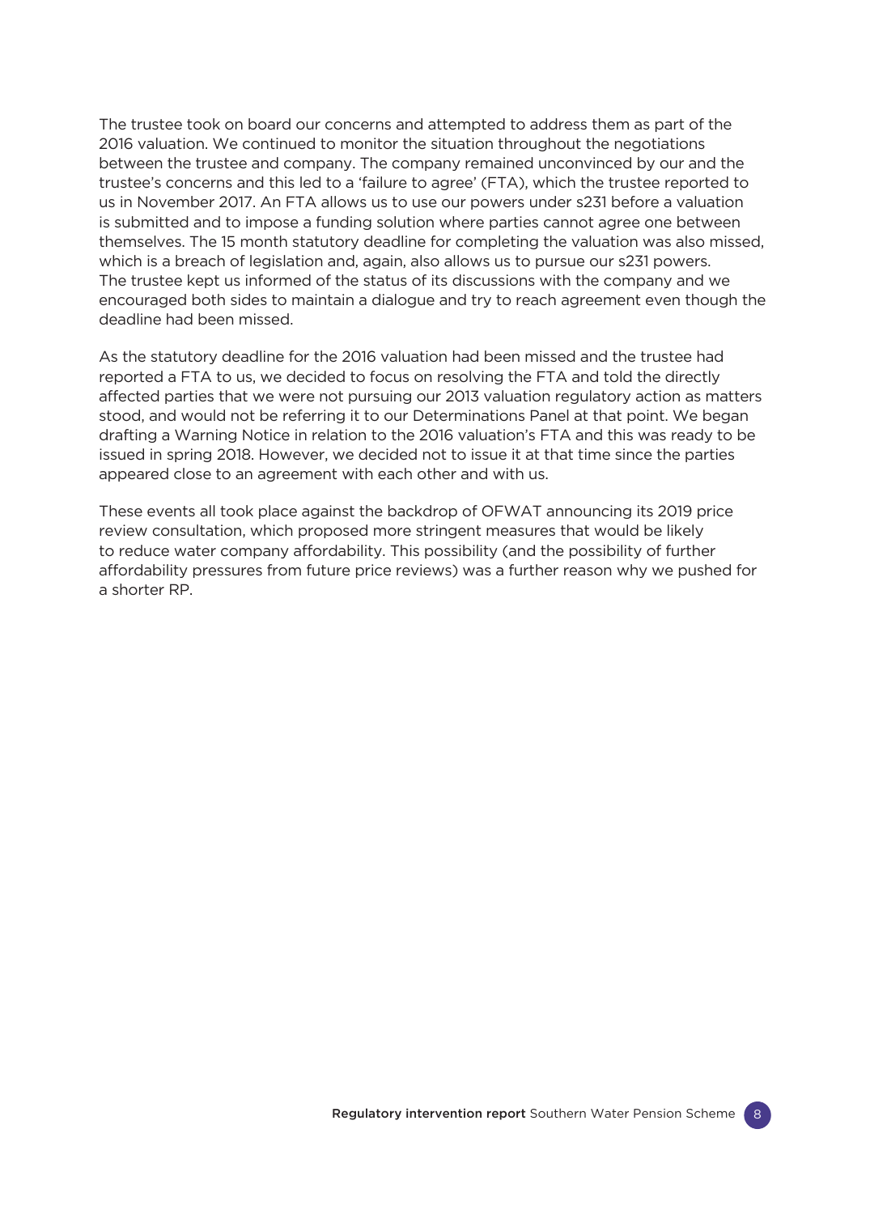The trustee took on board our concerns and attempted to address them as part of the 2016 valuation. We continued to monitor the situation throughout the negotiations between the trustee and company. The company remained unconvinced by our and the trustee's concerns and this led to a 'failure to agree' (FTA), which the trustee reported to us in November 2017. An FTA allows us to use our powers under s231 before a valuation is submitted and to impose a funding solution where parties cannot agree one between themselves. The 15 month statutory deadline for completing the valuation was also missed, which is a breach of legislation and, again, also allows us to pursue our s231 powers. The trustee kept us informed of the status of its discussions with the company and we encouraged both sides to maintain a dialogue and try to reach agreement even though the deadline had been missed.

As the statutory deadline for the 2016 valuation had been missed and the trustee had reported a FTA to us, we decided to focus on resolving the FTA and told the directly affected parties that we were not pursuing our 2013 valuation regulatory action as matters stood, and would not be referring it to our Determinations Panel at that point. We began drafting a Warning Notice in relation to the 2016 valuation's FTA and this was ready to be issued in spring 2018. However, we decided not to issue it at that time since the parties appeared close to an agreement with each other and with us.

These events all took place against the backdrop of OFWAT announcing its 2019 price review consultation, which proposed more stringent measures that would be likely to reduce water company affordability. This possibility (and the possibility of further affordability pressures from future price reviews) was a further reason why we pushed for a shorter RP.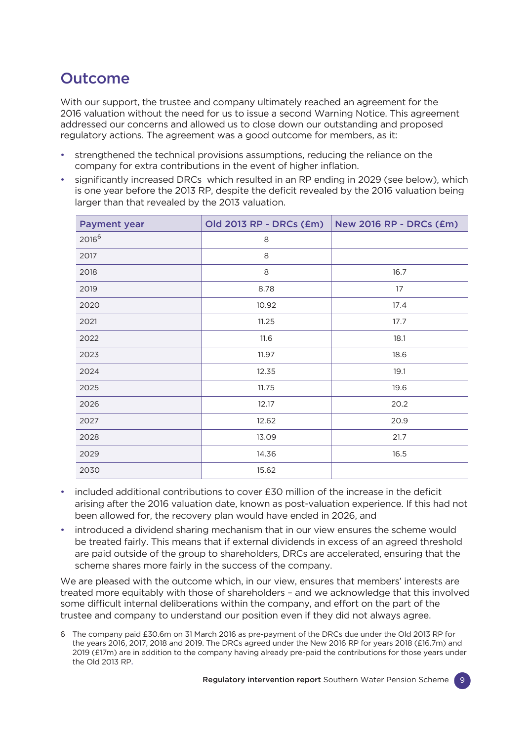## Outcome

With our support, the trustee and company ultimately reached an agreement for the 2016 valuation without the need for us to issue a second Warning Notice. This agreement addressed our concerns and allowed us to close down our outstanding and proposed regulatory actions. The agreement was a good outcome for members, as it:

- strengthened the technical provisions assumptions, reducing the reliance on the company for extra contributions in the event of higher inflation.
- significantly increased DRCs which resulted in an RP ending in 2029 (see below), which is one year before the 2013 RP, despite the deficit revealed by the 2016 valuation being larger than that revealed by the 2013 valuation.

| Payment year | Old 2013 RP - DRCs (£m) | New 2016 RP - DRCs (£m) |
|---|---|---|
| 2016[6] | 8 | |
| 2017 | 8 | |
| 2018 | 8 | 16.7 |
| 2019 | 8.78 | 17 |
| 2020 | 10.92 | 17.4 |
| 2021 | 11.25 | 17.7 |
| 2022 | 11.6 | 18.1 |
| 2023 | 11.97 | 18.6 |
| 2024 | 12.35 | 19.1 |
| 2025 | 11.75 | 19.6 |
| 2026 | 12.17 | 20.2 |
| 2027 | 12.62 | 20.9 |
| 2028 | 13.09 | 21.7 |
| 2029 | 14.36 | 16.5 |
| 2030 | 15.62 | |

- included additional contributions to cover £30 million of the increase in the deficit arising after the 2016 valuation date, known as post-valuation experience. If this had not been allowed for, the recovery plan would have ended in 2026, and
- introduced a dividend sharing mechanism that in our view ensures the scheme would be treated fairly. This means that if external dividends in excess of an agreed threshold are paid outside of the group to shareholders, DRCs are accelerated, ensuring that the scheme shares more fairly in the success of the company.

We are pleased with the outcome which, in our view, ensures that members' interests are treated more equitably with those of shareholders – and we acknowledge that this involved some difficult internal deliberations within the company, and effort on the part of the trustee and company to understand our position even if they did not always agree.

6 The company paid £30.6m on 31 March 2016 as pre-payment of the DRCs due under the Old 2013 RP for the years 2016, 2017, 2018 and 2019. The DRCs agreed under the New 2016 RP for years 2018 (£16.7m) and 2019 (£17m) are in addition to the company having already pre-paid the contributions for those years under the Old 2013 RP.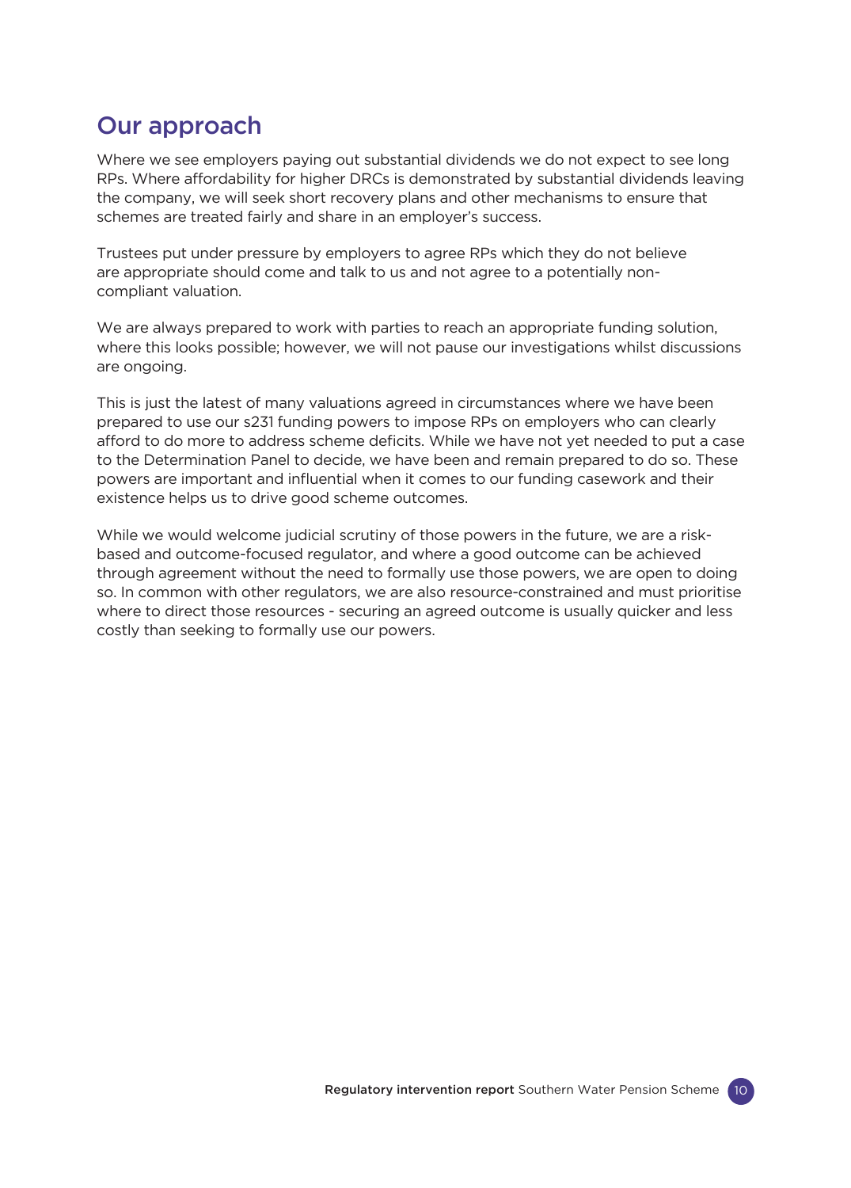## Our approach

Where we see employers paying out substantial dividends we do not expect to see long RPs. Where affordability for higher DRCs is demonstrated by substantial dividends leaving the company, we will seek short recovery plans and other mechanisms to ensure that schemes are treated fairly and share in an employer's success.

Trustees put under pressure by employers to agree RPs which they do not believe are appropriate should come and talk to us and not agree to a potentially non-compliant valuation.

We are always prepared to work with parties to reach an appropriate funding solution, where this looks possible; however, we will not pause our investigations whilst discussions are ongoing.

This is just the latest of many valuations agreed in circumstances where we have been prepared to use our s231 funding powers to impose RPs on employers who can clearly afford to do more to address scheme deficits. While we have not yet needed to put a case to the Determination Panel to decide, we have been and remain prepared to do so. These powers are important and influential when it comes to our funding casework and their existence helps us to drive good scheme outcomes.

While we would welcome judicial scrutiny of those powers in the future, we are a risk-based and outcome-focused regulator, and where a good outcome can be achieved through agreement without the need to formally use those powers, we are open to doing so. In common with other regulators, we are also resource-constrained and must prioritise where to direct those resources - securing an agreed outcome is usually quicker and less costly than seeking to formally use our powers.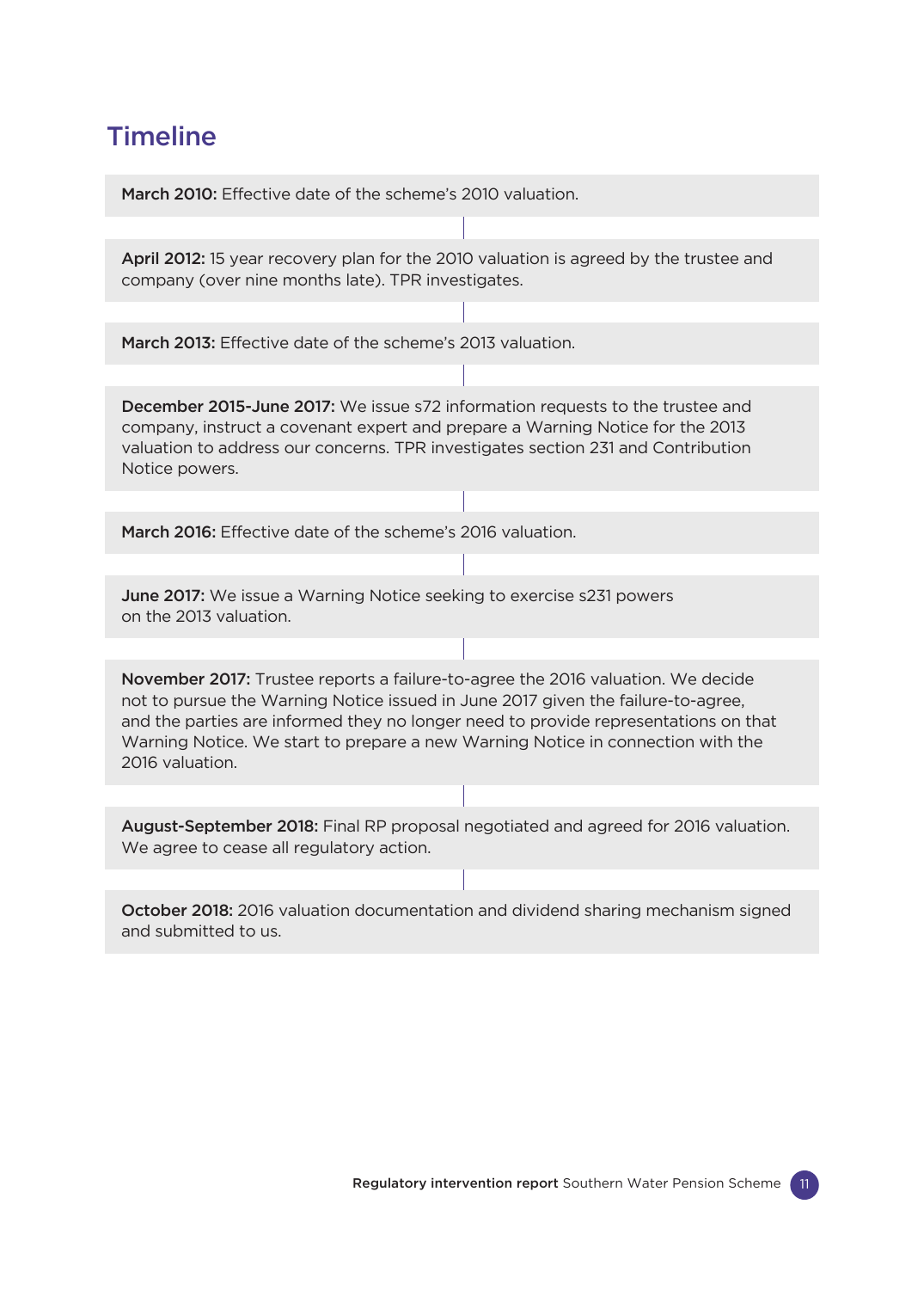## Timeline

**March 2010:** Effective date of the scheme's 2010 valuation.

**April 2012:** 15 year recovery plan for the 2010 valuation is agreed by the trustee and company (over nine months late). TPR investigates.

**March 2013:** Effective date of the scheme's 2013 valuation.

**December 2015-June 2017:** We issue s72 information requests to the trustee and company, instruct a covenant expert and prepare a Warning Notice for the 2013 valuation to address our concerns. TPR investigates section 231 and Contribution Notice powers.

**March 2016:** Effective date of the scheme's 2016 valuation.

**June 2017:** We issue a Warning Notice seeking to exercise s231 powers on the 2013 valuation.

**November 2017:** Trustee reports a failure-to-agree the 2016 valuation. We decide not to pursue the Warning Notice issued in June 2017 given the failure-to-agree, and the parties are informed they no longer need to provide representations on that Warning Notice. We start to prepare a new Warning Notice in connection with the 2016 valuation.

**August-September 2018:** Final RP proposal negotiated and agreed for 2016 valuation. We agree to cease all regulatory action.

**October 2018:** 2016 valuation documentation and dividend sharing mechanism signed and submitted to us.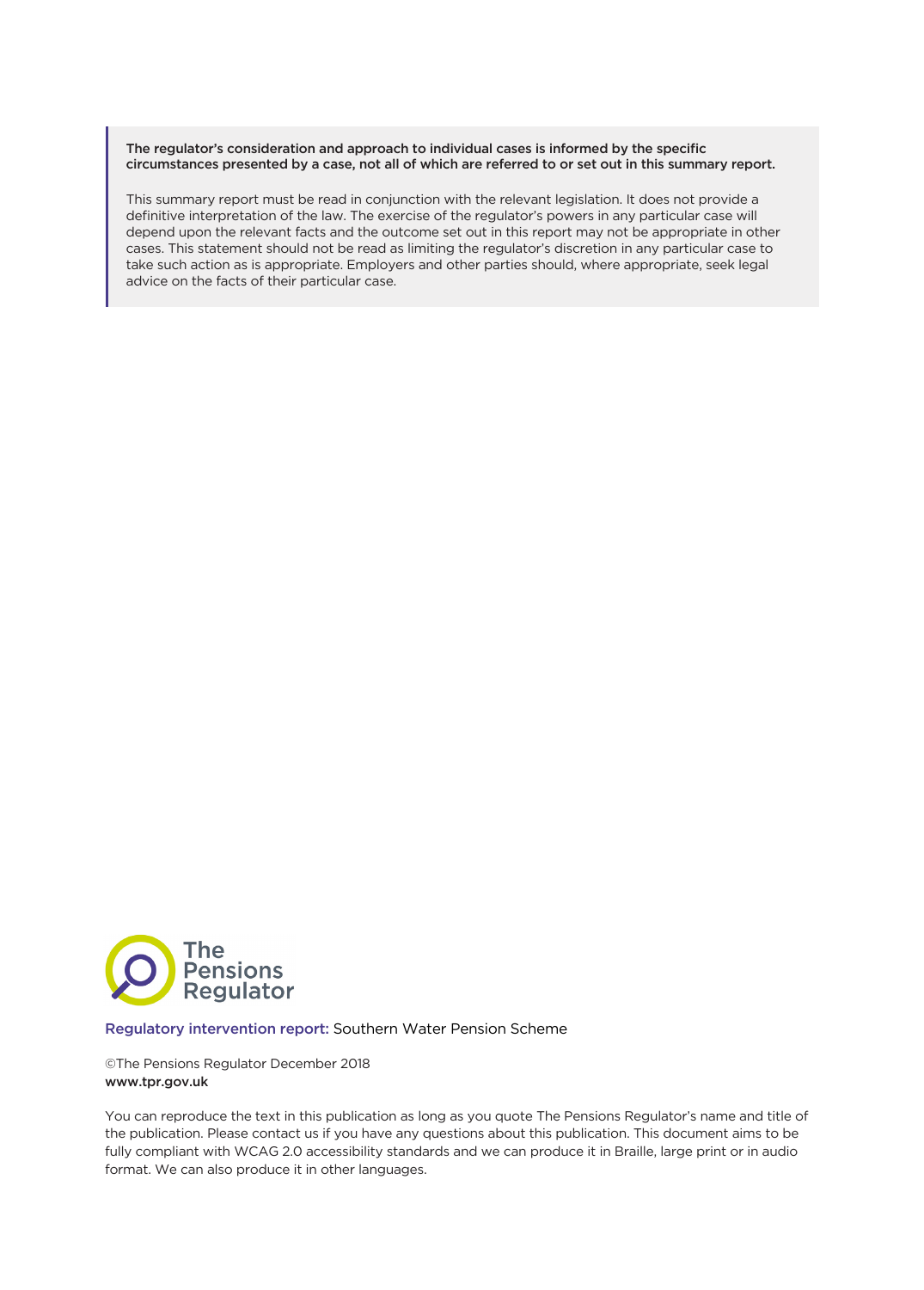**The regulator's consideration and approach to individual cases is informed by the specific circumstances presented by a case, not all of which are referred to or set out in this summary report.**

This summary report must be read in conjunction with the relevant legislation. It does not provide a definitive interpretation of the law. The exercise of the regulator's powers in any particular case will depend upon the relevant facts and the outcome set out in this report may not be appropriate in other cases. This statement should not be read as limiting the regulator's discretion in any particular case to take such action as is appropriate. Employers and other parties should, where appropriate, seek legal advice on the facts of their particular case.

The Pensions Regulator

**Regulatory intervention report:** Southern Water Pension Scheme

©The Pensions Regulator December 2018
**www.tpr.gov.uk**

You can reproduce the text in this publication as long as you quote The Pensions Regulator's name and title of the publication. Please contact us if you have any questions about this publication. This document aims to be fully compliant with WCAG 2.0 accessibility standards and we can produce it in Braille, large print or in audio format. We can also produce it in other languages.